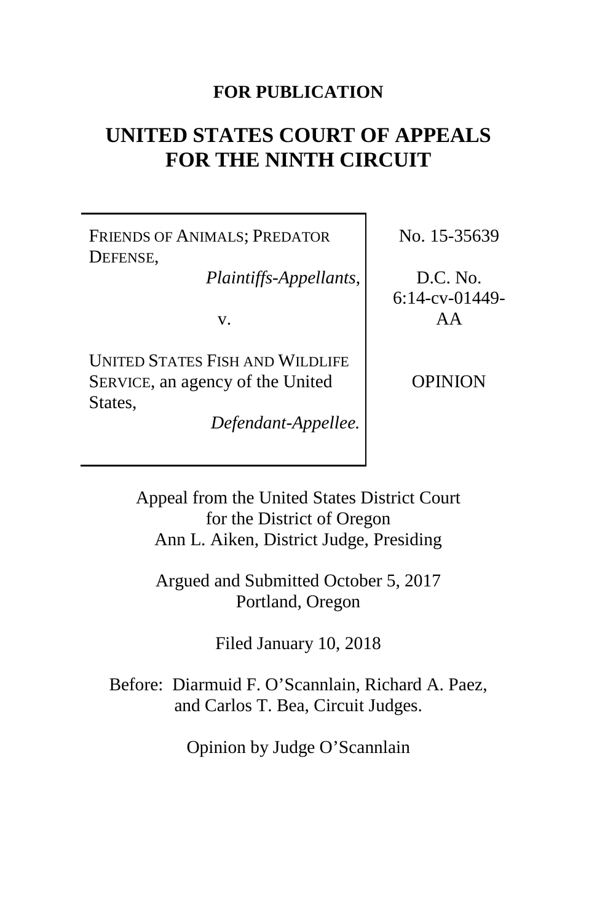**FOR PUBLICATION**

# UNITED STATES COURT OF APPEALS FOR THE NINTH CIRCUIT

| | |
|---|---|
| FRIENDS OF ANIMALS; PREDATOR DEFENSE,<br>*Plaintiffs-Appellants*,<br><br>v.<br><br>UNITED STATES FISH AND WILDLIFE SERVICE, an agency of the United States,<br>*Defendant-Appellee.* | No. 15-35639<br><br>D.C. No. 6:14-cv-01449-AA<br><br>OPINION |

Appeal from the United States District Court for the District of Oregon
Ann L. Aiken, District Judge, Presiding

Argued and Submitted October 5, 2017
Portland, Oregon

Filed January 10, 2018

Before: Diarmuid F. O'Scannlain, Richard A. Paez, and Carlos T. Bea, Circuit Judges.

Opinion by Judge O'Scannlain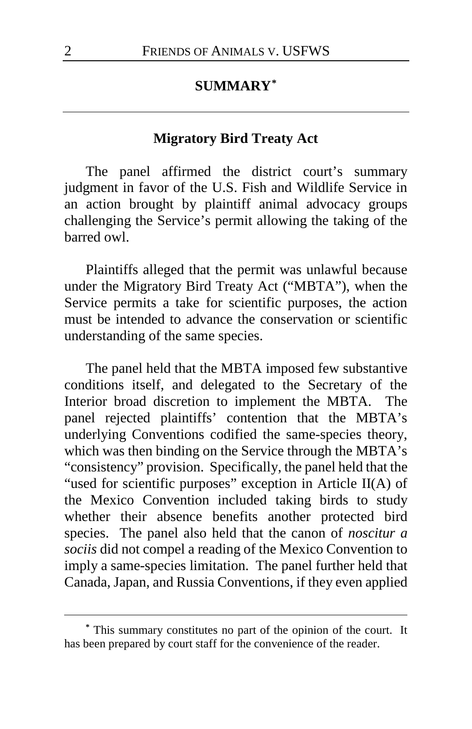## SUMMARY[*]

### Migratory Bird Treaty Act

The panel affirmed the district court's summary judgment in favor of the U.S. Fish and Wildlife Service in an action brought by plaintiff animal advocacy groups challenging the Service's permit allowing the taking of the barred owl.

Plaintiffs alleged that the permit was unlawful because under the Migratory Bird Treaty Act ("MBTA"), when the Service permits a take for scientific purposes, the action must be intended to advance the conservation or scientific understanding of the same species.

The panel held that the MBTA imposed few substantive conditions itself, and delegated to the Secretary of the Interior broad discretion to implement the MBTA. The panel rejected plaintiffs' contention that the MBTA's underlying Conventions codified the same-species theory, which was then binding on the Service through the MBTA's "consistency" provision. Specifically, the panel held that the "used for scientific purposes" exception in Article II(A) of the Mexico Convention included taking birds to study whether their absence benefits another protected bird species. The panel also held that the canon of *noscitur a sociis* did not compel a reading of the Mexico Convention to imply a same-species limitation. The panel further held that Canada, Japan, and Russia Conventions, if they even applied

[*] This summary constitutes no part of the opinion of the court. It has been prepared by court staff for the convenience of the reader.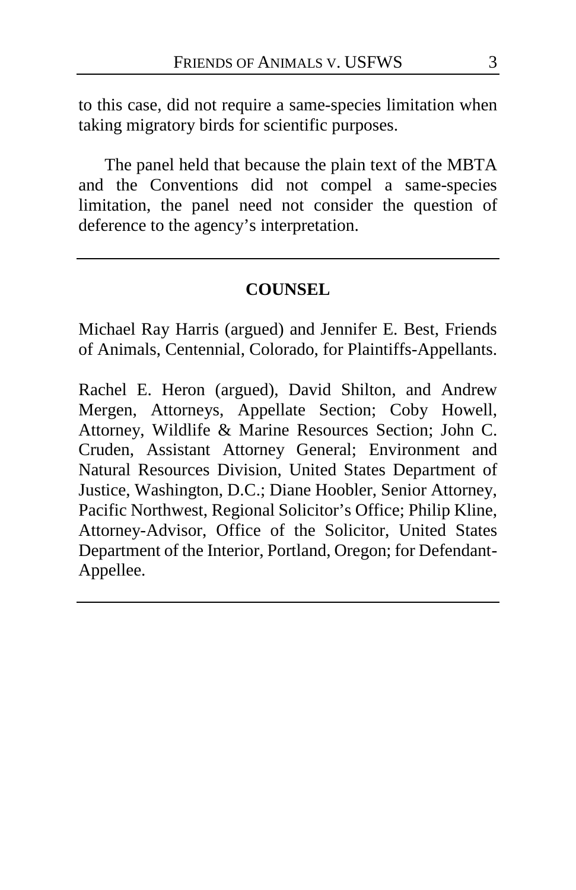to this case, did not require a same-species limitation when taking migratory birds for scientific purposes.

The panel held that because the plain text of the MBTA and the Conventions did not compel a same-species limitation, the panel need not consider the question of deference to the agency's interpretation.

---

## COUNSEL

Michael Ray Harris (argued) and Jennifer E. Best, Friends of Animals, Centennial, Colorado, for Plaintiffs-Appellants.

Rachel E. Heron (argued), David Shilton, and Andrew Mergen, Attorneys, Appellate Section; Coby Howell, Attorney, Wildlife & Marine Resources Section; John C. Cruden, Assistant Attorney General; Environment and Natural Resources Division, United States Department of Justice, Washington, D.C.; Diane Hoobler, Senior Attorney, Pacific Northwest, Regional Solicitor's Office; Philip Kline, Attorney-Advisor, Office of the Solicitor, United States Department of the Interior, Portland, Oregon; for Defendant-Appellee.

---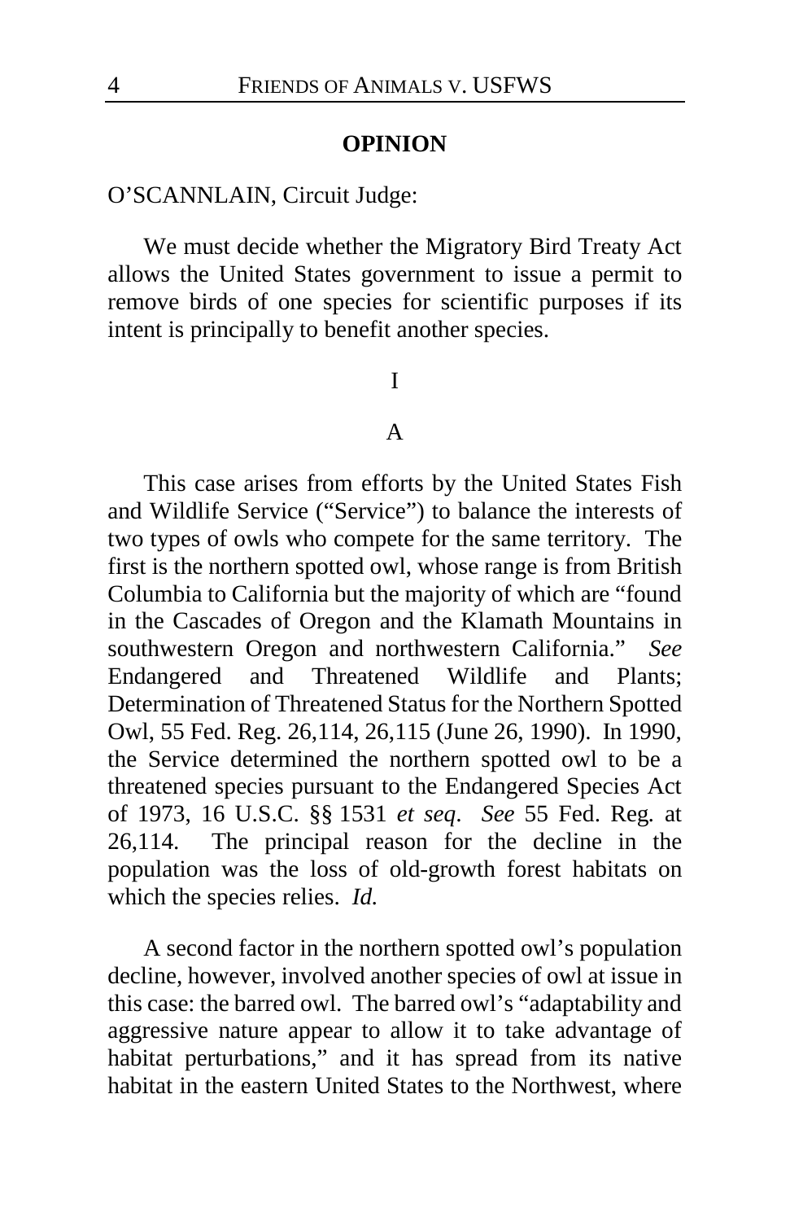## OPINION

O'SCANNLAIN, Circuit Judge:

We must decide whether the Migratory Bird Treaty Act allows the United States government to issue a permit to remove birds of one species for scientific purposes if its intent is principally to benefit another species.

I

A

This case arises from efforts by the United States Fish and Wildlife Service ("Service") to balance the interests of two types of owls who compete for the same territory. The first is the northern spotted owl, whose range is from British Columbia to California but the majority of which are "found in the Cascades of Oregon and the Klamath Mountains in southwestern Oregon and northwestern California." *See* Endangered and Threatened Wildlife and Plants; Determination of Threatened Status for the Northern Spotted Owl, 55 Fed. Reg. 26,114, 26,115 (June 26, 1990). In 1990, the Service determined the northern spotted owl to be a threatened species pursuant to the Endangered Species Act of 1973, 16 U.S.C. §§ 1531 *et seq*. *See* 55 Fed. Reg. at 26,114. The principal reason for the decline in the population was the loss of old-growth forest habitats on which the species relies. *Id.*

A second factor in the northern spotted owl's population decline, however, involved another species of owl at issue in this case: the barred owl. The barred owl's "adaptability and aggressive nature appear to allow it to take advantage of habitat perturbations," and it has spread from its native habitat in the eastern United States to the Northwest, where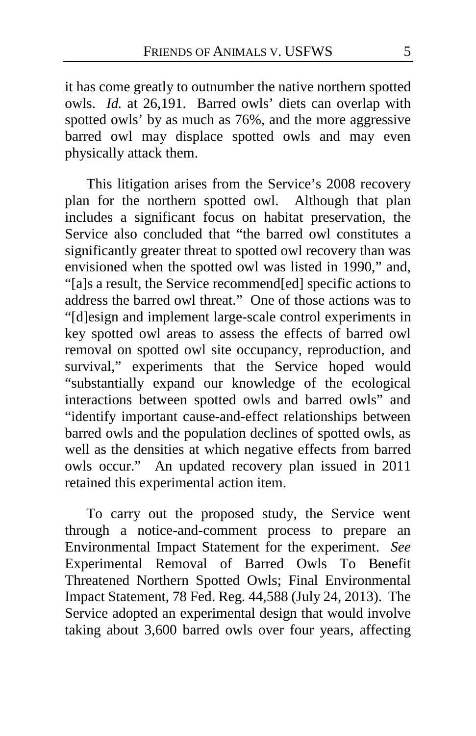it has come greatly to outnumber the native northern spotted owls. *Id.* at 26,191. Barred owls' diets can overlap with spotted owls' by as much as 76%, and the more aggressive barred owl may displace spotted owls and may even physically attack them.

This litigation arises from the Service's 2008 recovery plan for the northern spotted owl. Although that plan includes a significant focus on habitat preservation, the Service also concluded that "the barred owl constitutes a significantly greater threat to spotted owl recovery than was envisioned when the spotted owl was listed in 1990," and, "[a]s a result, the Service recommend[ed] specific actions to address the barred owl threat." One of those actions was to "[d]esign and implement large-scale control experiments in key spotted owl areas to assess the effects of barred owl removal on spotted owl site occupancy, reproduction, and survival," experiments that the Service hoped would "substantially expand our knowledge of the ecological interactions between spotted owls and barred owls" and "identify important cause-and-effect relationships between barred owls and the population declines of spotted owls, as well as the densities at which negative effects from barred owls occur." An updated recovery plan issued in 2011 retained this experimental action item.

To carry out the proposed study, the Service went through a notice-and-comment process to prepare an Environmental Impact Statement for the experiment. *See* Experimental Removal of Barred Owls To Benefit Threatened Northern Spotted Owls; Final Environmental Impact Statement, 78 Fed. Reg. 44,588 (July 24, 2013). The Service adopted an experimental design that would involve taking about 3,600 barred owls over four years, affecting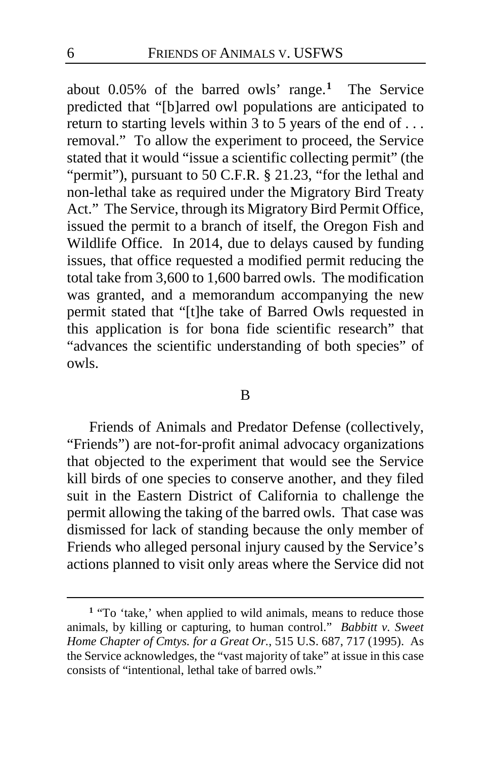about 0.05% of the barred owls' range.[1] The Service predicted that "[b]arred owl populations are anticipated to return to starting levels within 3 to 5 years of the end of . . . removal." To allow the experiment to proceed, the Service stated that it would "issue a scientific collecting permit" (the "permit"), pursuant to 50 C.F.R. § 21.23, "for the lethal and non-lethal take as required under the Migratory Bird Treaty Act." The Service, through its Migratory Bird Permit Office, issued the permit to a branch of itself, the Oregon Fish and Wildlife Office. In 2014, due to delays caused by funding issues, that office requested a modified permit reducing the total take from 3,600 to 1,600 barred owls. The modification was granted, and a memorandum accompanying the new permit stated that "[t]he take of Barred Owls requested in this application is for bona fide scientific research" that "advances the scientific understanding of both species" of owls.

### B

Friends of Animals and Predator Defense (collectively, "Friends") are not-for-profit animal advocacy organizations that objected to the experiment that would see the Service kill birds of one species to conserve another, and they filed suit in the Eastern District of California to challenge the permit allowing the taking of the barred owls. That case was dismissed for lack of standing because the only member of Friends who alleged personal injury caused by the Service's actions planned to visit only areas where the Service did not

---

[1] "To 'take,' when applied to wild animals, means to reduce those animals, by killing or capturing, to human control." *Babbitt v. Sweet Home Chapter of Cmtys. for a Great Or.*, 515 U.S. 687, 717 (1995). As the Service acknowledges, the "vast majority of take" at issue in this case consists of "intentional, lethal take of barred owls."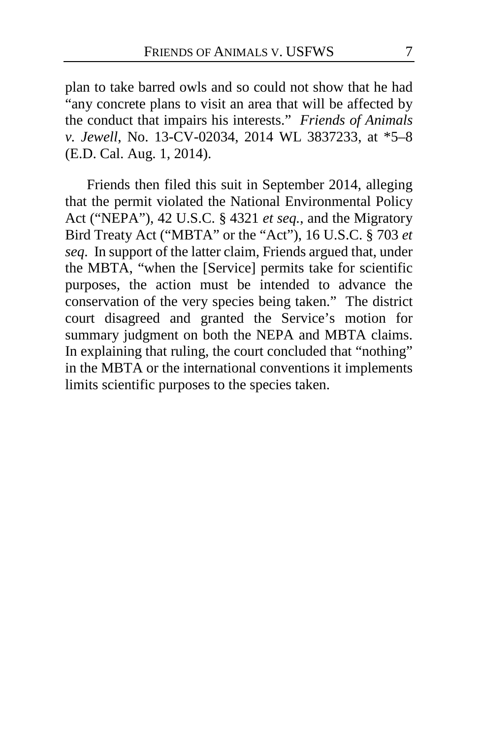plan to take barred owls and so could not show that he had "any concrete plans to visit an area that will be affected by the conduct that impairs his interests." *Friends of Animals v. Jewell*, No. 13-CV-02034, 2014 WL 3837233, at *5–8 (E.D. Cal. Aug. 1, 2014).

Friends then filed this suit in September 2014, alleging that the permit violated the National Environmental Policy Act ("NEPA"), 42 U.S.C. § 4321 *et seq.*, and the Migratory Bird Treaty Act ("MBTA" or the "Act"), 16 U.S.C. § 703 *et seq*. In support of the latter claim, Friends argued that, under the MBTA, "when the [Service] permits take for scientific purposes, the action must be intended to advance the conservation of the very species being taken." The district court disagreed and granted the Service's motion for summary judgment on both the NEPA and MBTA claims. In explaining that ruling, the court concluded that "nothing" in the MBTA or the international conventions it implements limits scientific purposes to the species taken.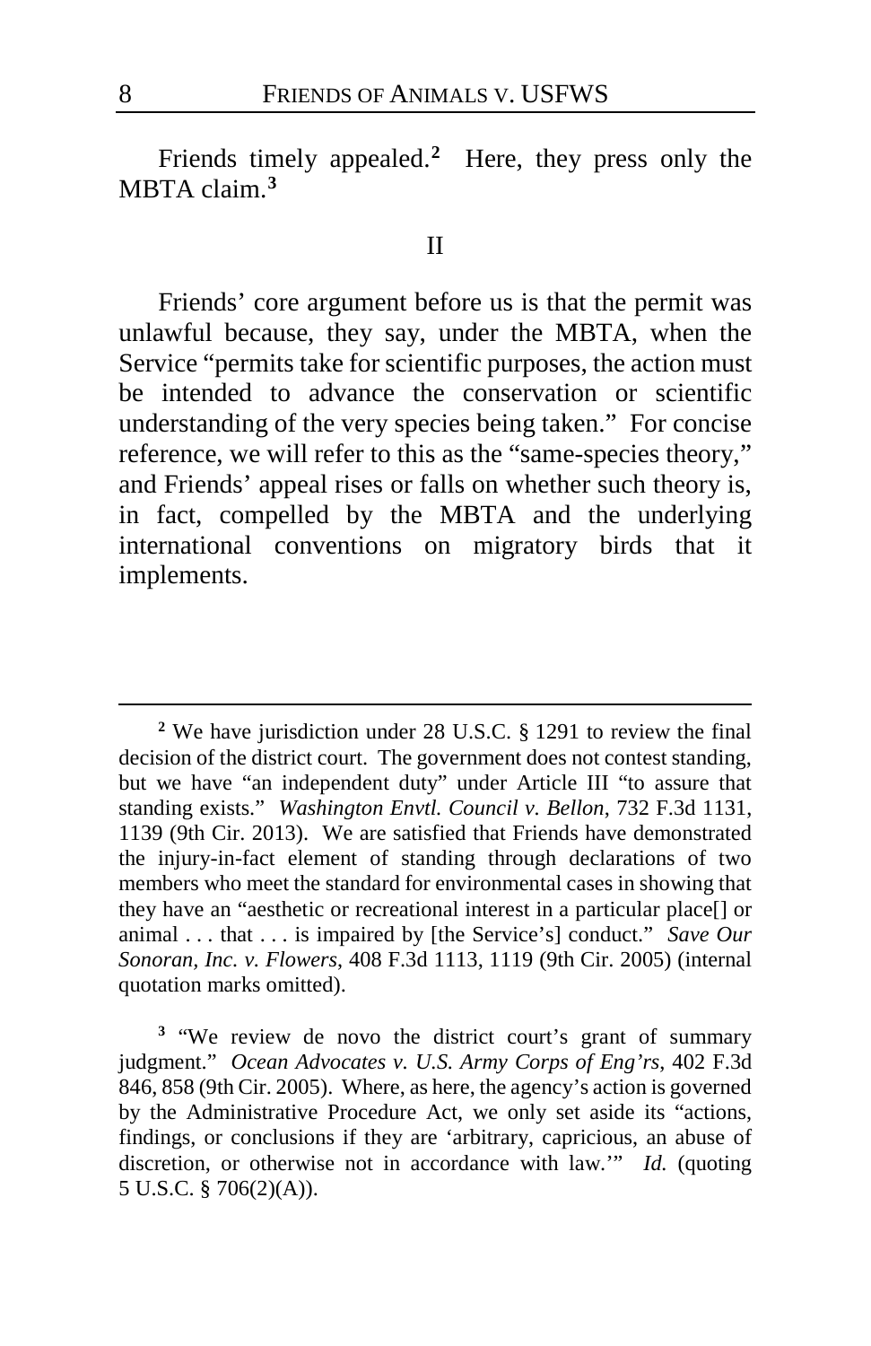Friends timely appealed.[2] Here, they press only the MBTA claim.[3]

## II

Friends' core argument before us is that the permit was unlawful because, they say, under the MBTA, when the Service "permits take for scientific purposes, the action must be intended to advance the conservation or scientific understanding of the very species being taken." For concise reference, we will refer to this as the "same-species theory," and Friends' appeal rises or falls on whether such theory is, in fact, compelled by the MBTA and the underlying international conventions on migratory birds that it implements.

---

[2] We have jurisdiction under 28 U.S.C. § 1291 to review the final decision of the district court. The government does not contest standing, but we have "an independent duty" under Article III "to assure that standing exists." *Washington Envtl. Council v. Bellon*, 732 F.3d 1131, 1139 (9th Cir. 2013). We are satisfied that Friends have demonstrated the injury-in-fact element of standing through declarations of two members who meet the standard for environmental cases in showing that they have an "aesthetic or recreational interest in a particular place[] or animal . . . that . . . is impaired by [the Service's] conduct." *Save Our Sonoran, Inc. v. Flowers*, 408 F.3d 1113, 1119 (9th Cir. 2005) (internal quotation marks omitted).

[3] "We review de novo the district court's grant of summary judgment." *Ocean Advocates v. U.S. Army Corps of Eng'rs*, 402 F.3d 846, 858 (9th Cir. 2005). Where, as here, the agency's action is governed by the Administrative Procedure Act, we only set aside its "actions, findings, or conclusions if they are 'arbitrary, capricious, an abuse of discretion, or otherwise not in accordance with law.'" *Id.* (quoting 5 U.S.C. § 706(2)(A)).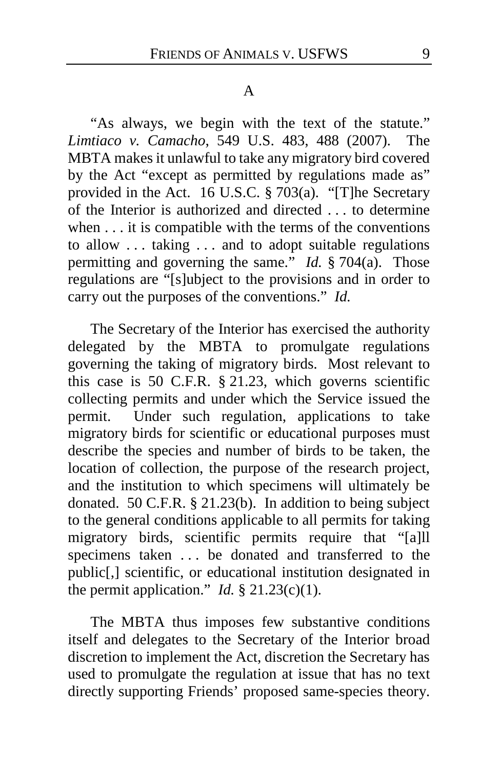### A

"As always, we begin with the text of the statute." *Limtiaco v. Camacho*, 549 U.S. 483, 488 (2007). The MBTA makes it unlawful to take any migratory bird covered by the Act "except as permitted by regulations made as" provided in the Act. 16 U.S.C. § 703(a). "[T]he Secretary of the Interior is authorized and directed . . . to determine when . . . it is compatible with the terms of the conventions to allow . . . taking . . . and to adopt suitable regulations permitting and governing the same." *Id.* § 704(a). Those regulations are "[s]ubject to the provisions and in order to carry out the purposes of the conventions." *Id.*

The Secretary of the Interior has exercised the authority delegated by the MBTA to promulgate regulations governing the taking of migratory birds. Most relevant to this case is 50 C.F.R. § 21.23, which governs scientific collecting permits and under which the Service issued the permit. Under such regulation, applications to take migratory birds for scientific or educational purposes must describe the species and number of birds to be taken, the location of collection, the purpose of the research project, and the institution to which specimens will ultimately be donated. 50 C.F.R. § 21.23(b). In addition to being subject to the general conditions applicable to all permits for taking migratory birds, scientific permits require that "[a]ll specimens taken . . . be donated and transferred to the public[,] scientific, or educational institution designated in the permit application." *Id.* § 21.23(c)(1).

The MBTA thus imposes few substantive conditions itself and delegates to the Secretary of the Interior broad discretion to implement the Act, discretion the Secretary has used to promulgate the regulation at issue that has no text directly supporting Friends' proposed same-species theory.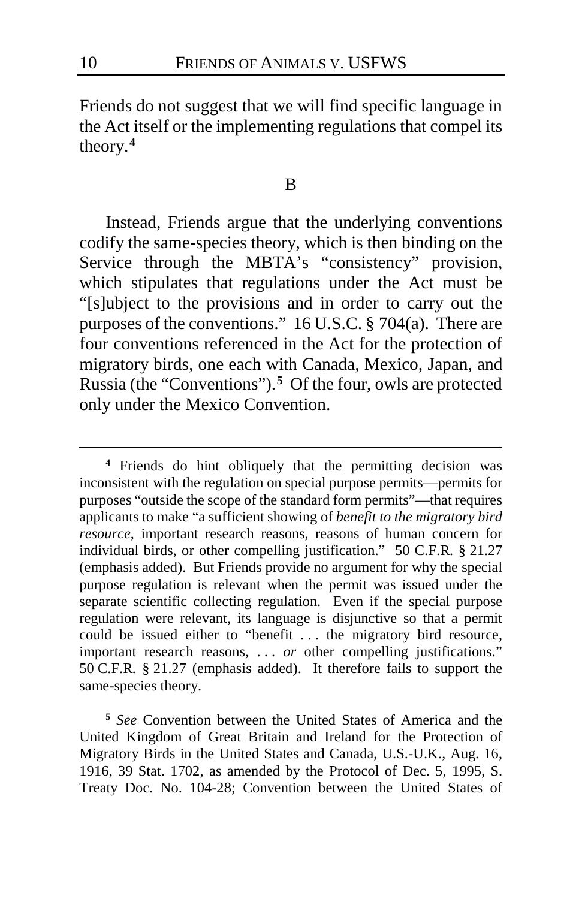Friends do not suggest that we will find specific language in the Act itself or the implementing regulations that compel its theory.[4]

## B

Instead, Friends argue that the underlying conventions codify the same-species theory, which is then binding on the Service through the MBTA's "consistency" provision, which stipulates that regulations under the Act must be "[s]ubject to the provisions and in order to carry out the purposes of the conventions." 16 U.S.C. § 704(a). There are four conventions referenced in the Act for the protection of migratory birds, one each with Canada, Mexico, Japan, and Russia (the "Conventions").[5] Of the four, owls are protected only under the Mexico Convention.

---

[4] Friends do hint obliquely that the permitting decision was inconsistent with the regulation on special purpose permits—permits for purposes "outside the scope of the standard form permits"—that requires applicants to make "a sufficient showing of *benefit to the migratory bird resource*, important research reasons, reasons of human concern for individual birds, or other compelling justification." 50 C.F.R. § 21.27 (emphasis added). But Friends provide no argument for why the special purpose regulation is relevant when the permit was issued under the separate scientific collecting regulation. Even if the special purpose regulation were relevant, its language is disjunctive so that a permit could be issued either to "benefit . . . the migratory bird resource, important research reasons, . . . *or* other compelling justifications." 50 C.F.R. § 21.27 (emphasis added). It therefore fails to support the same-species theory.

[5] *See* Convention between the United States of America and the United Kingdom of Great Britain and Ireland for the Protection of Migratory Birds in the United States and Canada, U.S.-U.K., Aug. 16, 1916, 39 Stat. 1702, as amended by the Protocol of Dec. 5, 1995, S. Treaty Doc. No. 104-28; Convention between the United States of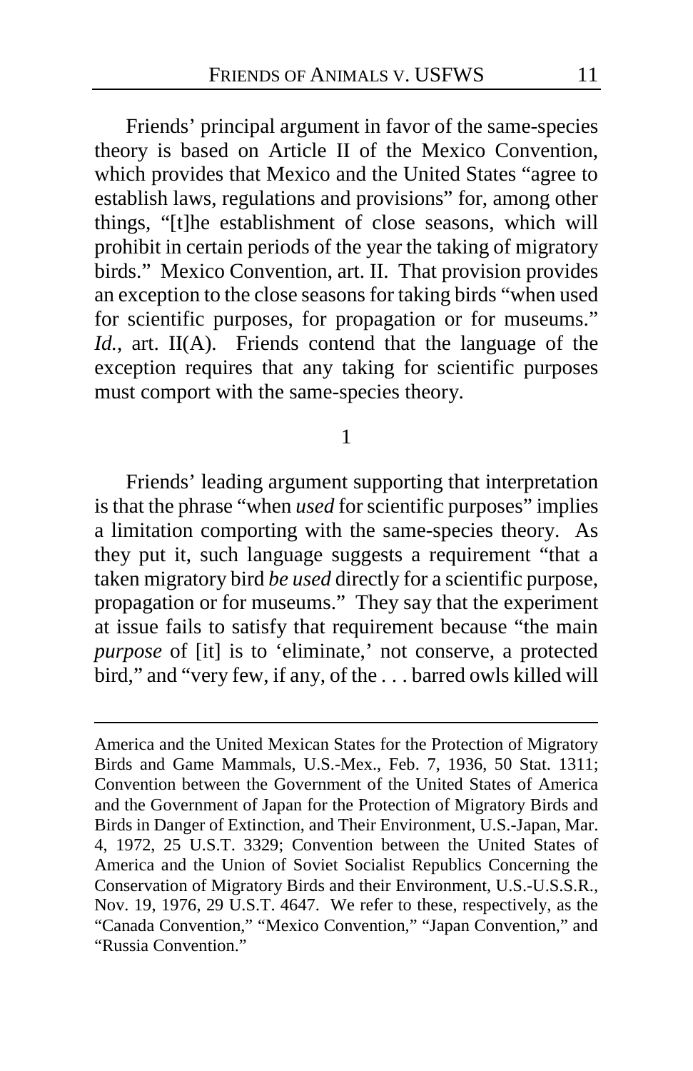Friends' principal argument in favor of the same-species theory is based on Article II of the Mexico Convention, which provides that Mexico and the United States "agree to establish laws, regulations and provisions" for, among other things, "[t]he establishment of close seasons, which will prohibit in certain periods of the year the taking of migratory birds." Mexico Convention, art. II. That provision provides an exception to the close seasons for taking birds "when used for scientific purposes, for propagation or for museums." *Id.*, art. II(A). Friends contend that the language of the exception requires that any taking for scientific purposes must comport with the same-species theory.

1

Friends' leading argument supporting that interpretation is that the phrase "when *used* for scientific purposes" implies a limitation comporting with the same-species theory. As they put it, such language suggests a requirement "that a taken migratory bird *be used* directly for a scientific purpose, propagation or for museums." They say that the experiment at issue fails to satisfy that requirement because "the main *purpose* of [it] is to 'eliminate,' not conserve, a protected bird," and "very few, if any, of the . . . barred owls killed will

---

America and the United Mexican States for the Protection of Migratory Birds and Game Mammals, U.S.-Mex., Feb. 7, 1936, 50 Stat. 1311; Convention between the Government of the United States of America and the Government of Japan for the Protection of Migratory Birds and Birds in Danger of Extinction, and Their Environment, U.S.-Japan, Mar. 4, 1972, 25 U.S.T. 3329; Convention between the United States of America and the Union of Soviet Socialist Republics Concerning the Conservation of Migratory Birds and their Environment, U.S.-U.S.S.R., Nov. 19, 1976, 29 U.S.T. 4647. We refer to these, respectively, as the "Canada Convention," "Mexico Convention," "Japan Convention," and "Russia Convention."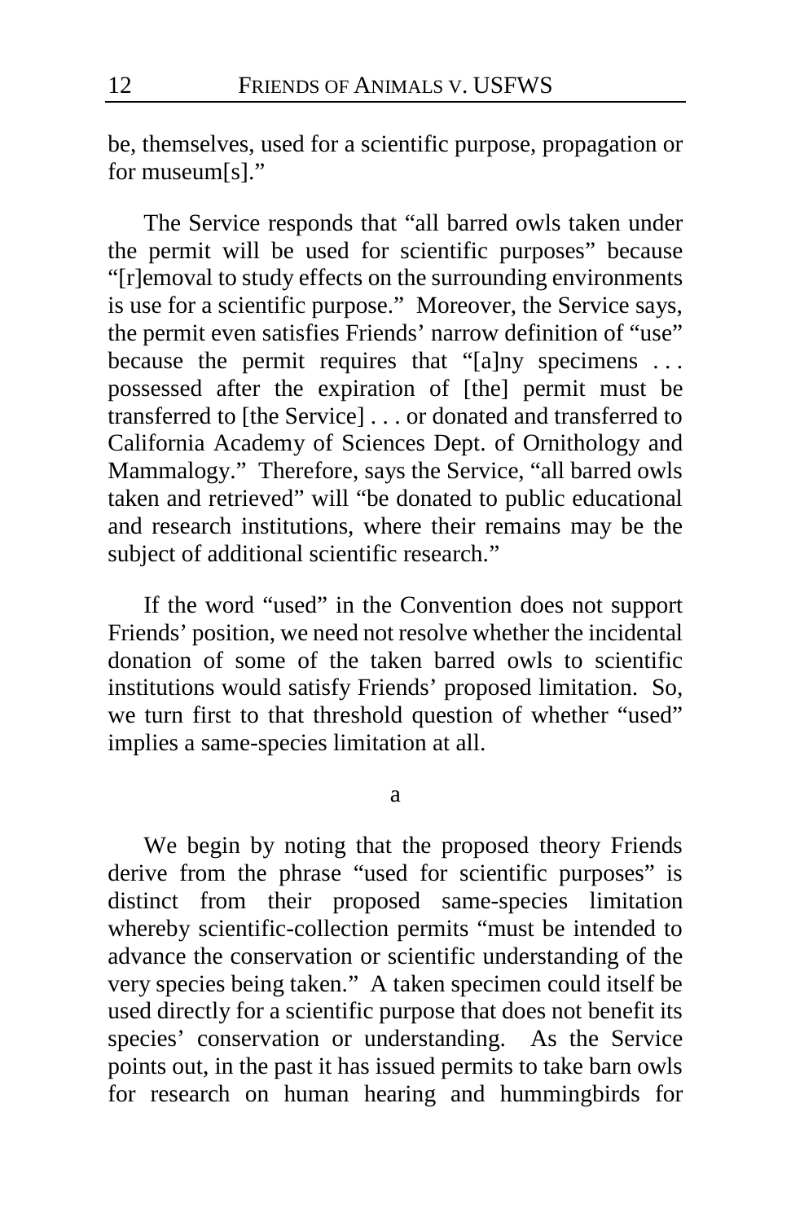be, themselves, used for a scientific purpose, propagation or for museum[s]."

The Service responds that "all barred owls taken under the permit will be used for scientific purposes" because "[r]emoval to study effects on the surrounding environments is use for a scientific purpose." Moreover, the Service says, the permit even satisfies Friends' narrow definition of "use" because the permit requires that "[a]ny specimens . . . possessed after the expiration of [the] permit must be transferred to [the Service] . . . or donated and transferred to California Academy of Sciences Dept. of Ornithology and Mammalogy." Therefore, says the Service, "all barred owls taken and retrieved" will "be donated to public educational and research institutions, where their remains may be the subject of additional scientific research."

If the word "used" in the Convention does not support Friends' position, we need not resolve whether the incidental donation of some of the taken barred owls to scientific institutions would satisfy Friends' proposed limitation. So, we turn first to that threshold question of whether "used" implies a same-species limitation at all.

a

We begin by noting that the proposed theory Friends derive from the phrase "used for scientific purposes" is distinct from their proposed same-species limitation whereby scientific-collection permits "must be intended to advance the conservation or scientific understanding of the very species being taken." A taken specimen could itself be used directly for a scientific purpose that does not benefit its species' conservation or understanding. As the Service points out, in the past it has issued permits to take barn owls for research on human hearing and hummingbirds for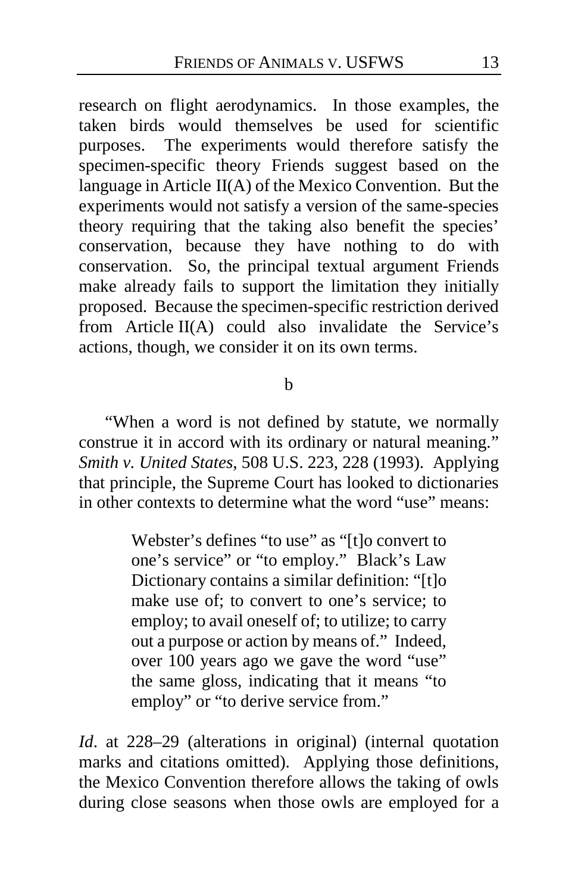research on flight aerodynamics. In those examples, the taken birds would themselves be used for scientific purposes. The experiments would therefore satisfy the specimen-specific theory Friends suggest based on the language in Article II(A) of the Mexico Convention. But the experiments would not satisfy a version of the same-species theory requiring that the taking also benefit the species' conservation, because they have nothing to do with conservation. So, the principal textual argument Friends make already fails to support the limitation they initially proposed. Because the specimen-specific restriction derived from Article II(A) could also invalidate the Service's actions, though, we consider it on its own terms.

b

"When a word is not defined by statute, we normally construe it in accord with its ordinary or natural meaning." *Smith v. United States*, 508 U.S. 223, 228 (1993). Applying that principle, the Supreme Court has looked to dictionaries in other contexts to determine what the word "use" means:

> Webster's defines "to use" as "[t]o convert to one's service" or "to employ." Black's Law Dictionary contains a similar definition: "[t]o make use of; to convert to one's service; to employ; to avail oneself of; to utilize; to carry out a purpose or action by means of." Indeed, over 100 years ago we gave the word "use" the same gloss, indicating that it means "to employ" or "to derive service from."

*Id*. at 228–29 (alterations in original) (internal quotation marks and citations omitted). Applying those definitions, the Mexico Convention therefore allows the taking of owls during close seasons when those owls are employed for a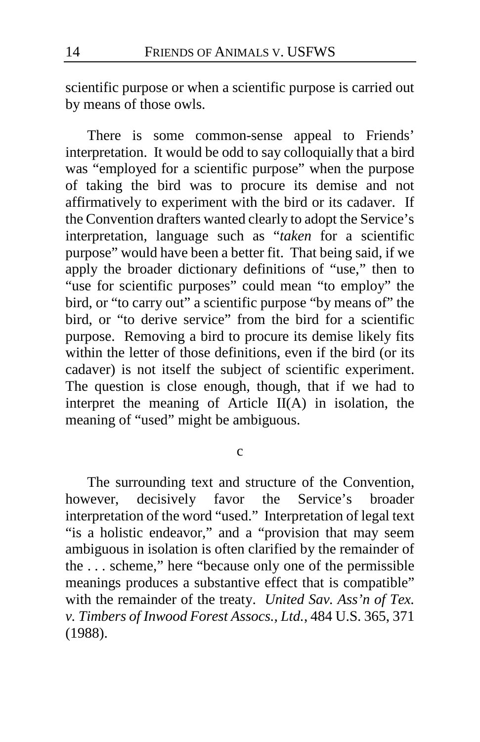scientific purpose or when a scientific purpose is carried out by means of those owls.

There is some common-sense appeal to Friends' interpretation. It would be odd to say colloquially that a bird was "employed for a scientific purpose" when the purpose of taking the bird was to procure its demise and not affirmatively to experiment with the bird or its cadaver. If the Convention drafters wanted clearly to adopt the Service's interpretation, language such as "*taken* for a scientific purpose" would have been a better fit. That being said, if we apply the broader dictionary definitions of "use," then to "use for scientific purposes" could mean "to employ" the bird, or "to carry out" a scientific purpose "by means of" the bird, or "to derive service" from the bird for a scientific purpose. Removing a bird to procure its demise likely fits within the letter of those definitions, even if the bird (or its cadaver) is not itself the subject of scientific experiment. The question is close enough, though, that if we had to interpret the meaning of Article II(A) in isolation, the meaning of "used" might be ambiguous.

c

The surrounding text and structure of the Convention, however, decisively favor the Service's broader interpretation of the word "used." Interpretation of legal text "is a holistic endeavor," and a "provision that may seem ambiguous in isolation is often clarified by the remainder of the . . . scheme," here "because only one of the permissible meanings produces a substantive effect that is compatible" with the remainder of the treaty. *United Sav. Ass'n of Tex. v. Timbers of Inwood Forest Assocs., Ltd.*, 484 U.S. 365, 371 (1988).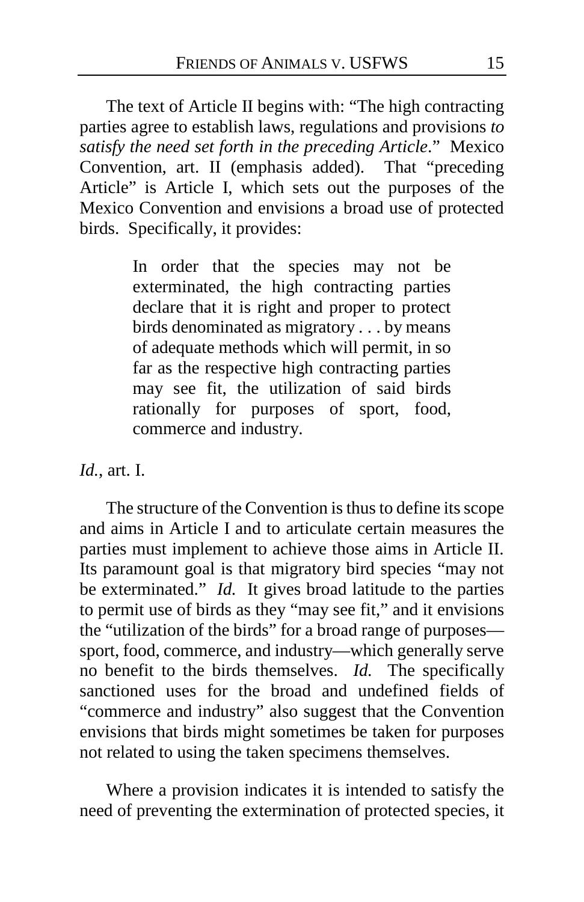The text of Article II begins with: "The high contracting parties agree to establish laws, regulations and provisions *to satisfy the need set forth in the preceding Article*." Mexico Convention, art. II (emphasis added). That "preceding Article" is Article I, which sets out the purposes of the Mexico Convention and envisions a broad use of protected birds. Specifically, it provides:

> In order that the species may not be exterminated, the high contracting parties declare that it is right and proper to protect birds denominated as migratory . . . by means of adequate methods which will permit, in so far as the respective high contracting parties may see fit, the utilization of said birds rationally for purposes of sport, food, commerce and industry.

*Id.*, art. I.

The structure of the Convention is thus to define its scope and aims in Article I and to articulate certain measures the parties must implement to achieve those aims in Article II. Its paramount goal is that migratory bird species "may not be exterminated." *Id.* It gives broad latitude to the parties to permit use of birds as they "may see fit," and it envisions the "utilization of the birds" for a broad range of purposes—sport, food, commerce, and industry—which generally serve no benefit to the birds themselves. *Id.* The specifically sanctioned uses for the broad and undefined fields of "commerce and industry" also suggest that the Convention envisions that birds might sometimes be taken for purposes not related to using the taken specimens themselves.

Where a provision indicates it is intended to satisfy the need of preventing the extermination of protected species, it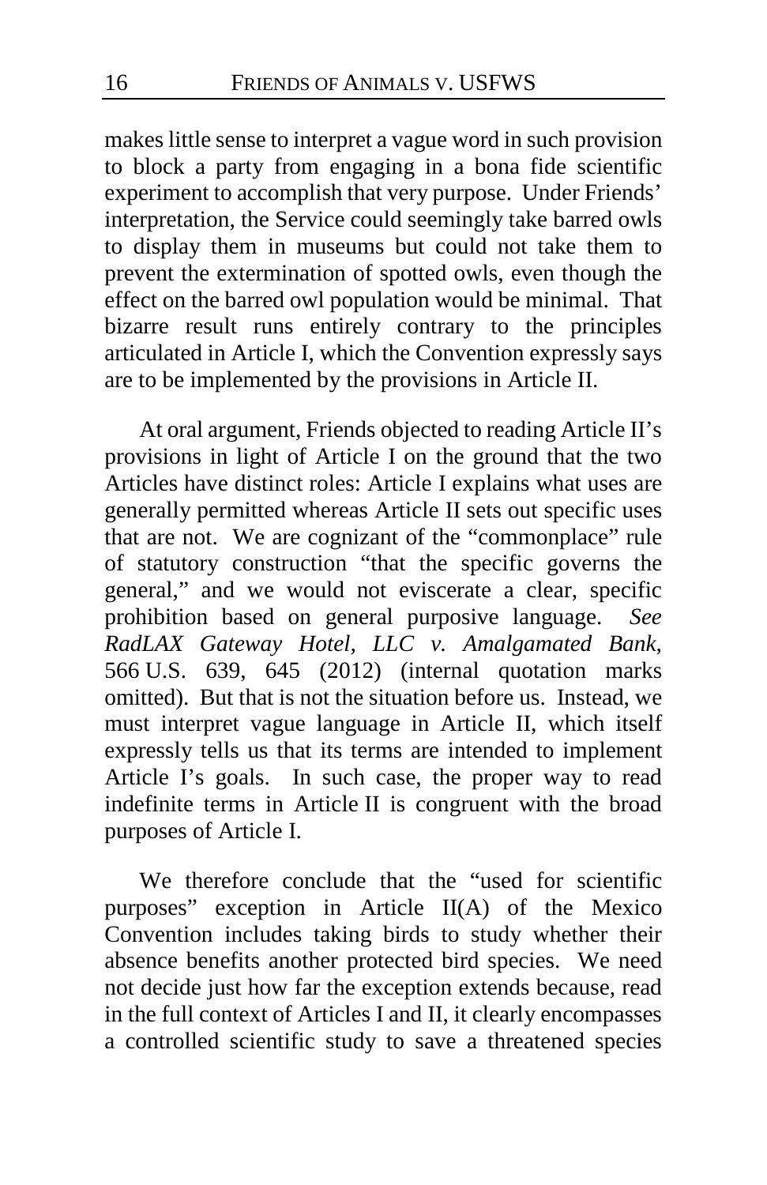makes little sense to interpret a vague word in such provision to block a party from engaging in a bona fide scientific experiment to accomplish that very purpose. Under Friends' interpretation, the Service could seemingly take barred owls to display them in museums but could not take them to prevent the extermination of spotted owls, even though the effect on the barred owl population would be minimal. That bizarre result runs entirely contrary to the principles articulated in Article I, which the Convention expressly says are to be implemented by the provisions in Article II.

At oral argument, Friends objected to reading Article II's provisions in light of Article I on the ground that the two Articles have distinct roles: Article I explains what uses are generally permitted whereas Article II sets out specific uses that are not. We are cognizant of the "commonplace" rule of statutory construction "that the specific governs the general," and we would not eviscerate a clear, specific prohibition based on general purposive language. *See RadLAX Gateway Hotel, LLC v. Amalgamated Bank*, 566 U.S. 639, 645 (2012) (internal quotation marks omitted). But that is not the situation before us. Instead, we must interpret vague language in Article II, which itself expressly tells us that its terms are intended to implement Article I's goals. In such case, the proper way to read indefinite terms in Article II is congruent with the broad purposes of Article I.

We therefore conclude that the "used for scientific purposes" exception in Article II(A) of the Mexico Convention includes taking birds to study whether their absence benefits another protected bird species. We need not decide just how far the exception extends because, read in the full context of Articles I and II, it clearly encompasses a controlled scientific study to save a threatened species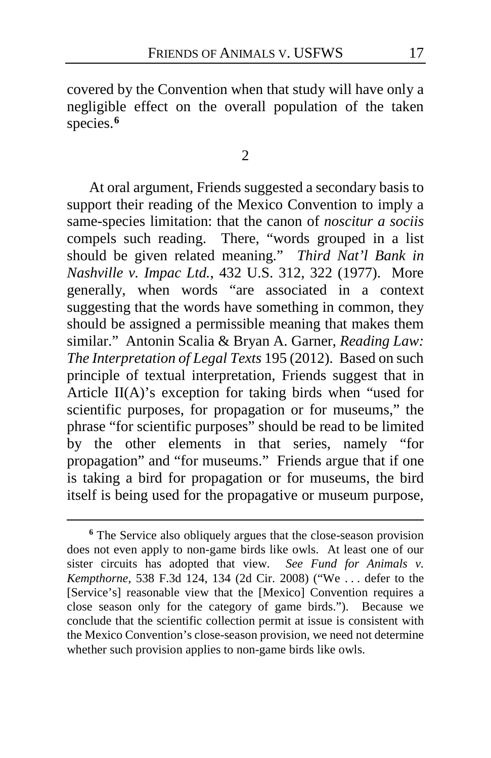covered by the Convention when that study will have only a negligible effect on the overall population of the taken species.[6]

2

At oral argument, Friends suggested a secondary basis to support their reading of the Mexico Convention to imply a same-species limitation: that the canon of *noscitur a sociis* compels such reading. There, "words grouped in a list should be given related meaning." *Third Nat'l Bank in Nashville v. Impac Ltd.*, 432 U.S. 312, 322 (1977). More generally, when words "are associated in a context suggesting that the words have something in common, they should be assigned a permissible meaning that makes them similar." Antonin Scalia & Bryan A. Garner, *Reading Law: The Interpretation of Legal Texts* 195 (2012). Based on such principle of textual interpretation, Friends suggest that in Article II(A)'s exception for taking birds when "used for scientific purposes, for propagation or for museums," the phrase "for scientific purposes" should be read to be limited by the other elements in that series, namely "for propagation" and "for museums." Friends argue that if one is taking a bird for propagation or for museums, the bird itself is being used for the propagative or museum purpose,

---

[6] The Service also obliquely argues that the close-season provision does not even apply to non-game birds like owls. At least one of our sister circuits has adopted that view. *See Fund for Animals v. Kempthorne*, 538 F.3d 124, 134 (2d Cir. 2008) ("We . . . defer to the [Service's] reasonable view that the [Mexico] Convention requires a close season only for the category of game birds."). Because we conclude that the scientific collection permit at issue is consistent with the Mexico Convention's close-season provision, we need not determine whether such provision applies to non-game birds like owls.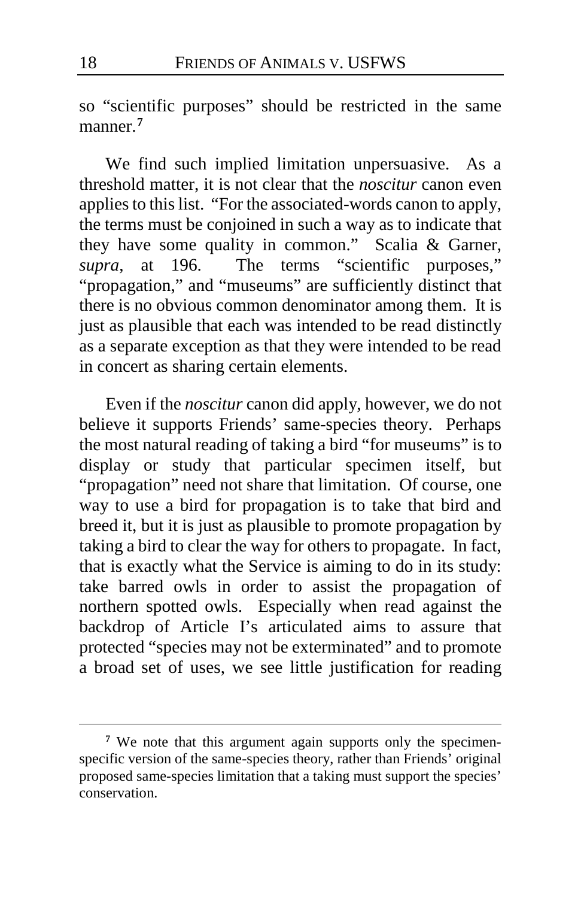so "scientific purposes" should be restricted in the same manner.[7]

We find such implied limitation unpersuasive. As a threshold matter, it is not clear that the *noscitur* canon even applies to this list. "For the associated-words canon to apply, the terms must be conjoined in such a way as to indicate that they have some quality in common." Scalia & Garner, *supra*, at 196. The terms "scientific purposes," "propagation," and "museums" are sufficiently distinct that there is no obvious common denominator among them. It is just as plausible that each was intended to be read distinctly as a separate exception as that they were intended to be read in concert as sharing certain elements.

Even if the *noscitur* canon did apply, however, we do not believe it supports Friends' same-species theory. Perhaps the most natural reading of taking a bird "for museums" is to display or study that particular specimen itself, but "propagation" need not share that limitation. Of course, one way to use a bird for propagation is to take that bird and breed it, but it is just as plausible to promote propagation by taking a bird to clear the way for others to propagate. In fact, that is exactly what the Service is aiming to do in its study: take barred owls in order to assist the propagation of northern spotted owls. Especially when read against the backdrop of Article I's articulated aims to assure that protected "species may not be exterminated" and to promote a broad set of uses, we see little justification for reading

---

[7] We note that this argument again supports only the specimen-specific version of the same-species theory, rather than Friends' original proposed same-species limitation that a taking must support the species' conservation.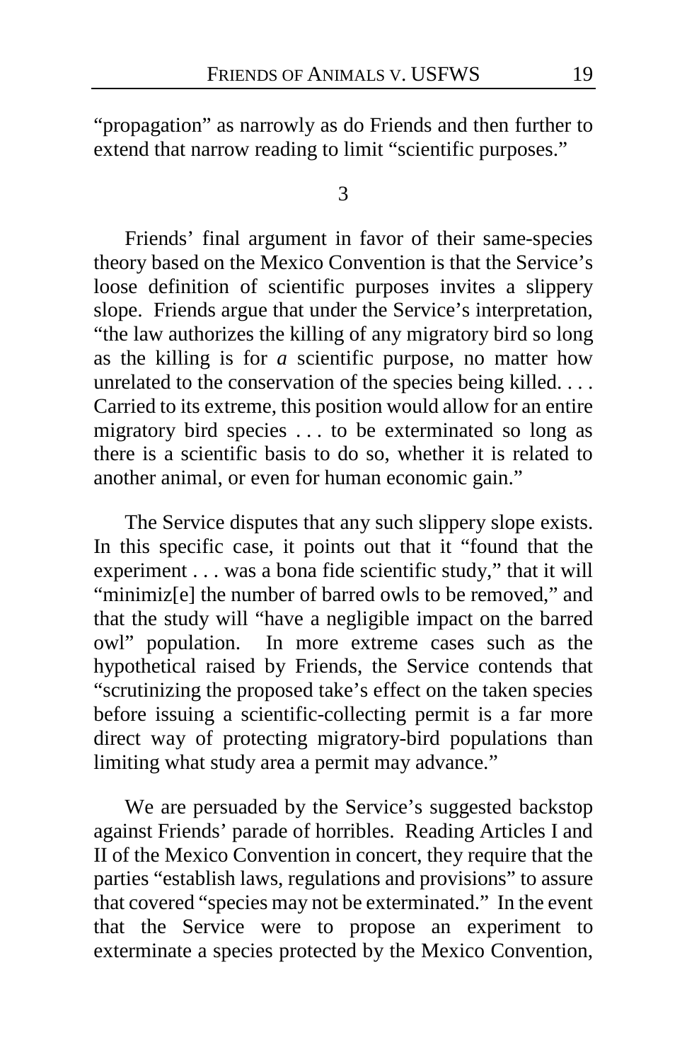"propagation" as narrowly as do Friends and then further to extend that narrow reading to limit "scientific purposes."

3

Friends' final argument in favor of their same-species theory based on the Mexico Convention is that the Service's loose definition of scientific purposes invites a slippery slope. Friends argue that under the Service's interpretation, "the law authorizes the killing of any migratory bird so long as the killing is for *a* scientific purpose, no matter how unrelated to the conservation of the species being killed. . . . Carried to its extreme, this position would allow for an entire migratory bird species . . . to be exterminated so long as there is a scientific basis to do so, whether it is related to another animal, or even for human economic gain."

The Service disputes that any such slippery slope exists. In this specific case, it points out that it "found that the experiment . . . was a bona fide scientific study," that it will "minimiz[e] the number of barred owls to be removed," and that the study will "have a negligible impact on the barred owl" population. In more extreme cases such as the hypothetical raised by Friends, the Service contends that "scrutinizing the proposed take's effect on the taken species before issuing a scientific-collecting permit is a far more direct way of protecting migratory-bird populations than limiting what study area a permit may advance."

We are persuaded by the Service's suggested backstop against Friends' parade of horribles. Reading Articles I and II of the Mexico Convention in concert, they require that the parties "establish laws, regulations and provisions" to assure that covered "species may not be exterminated." In the event that the Service were to propose an experiment to exterminate a species protected by the Mexico Convention,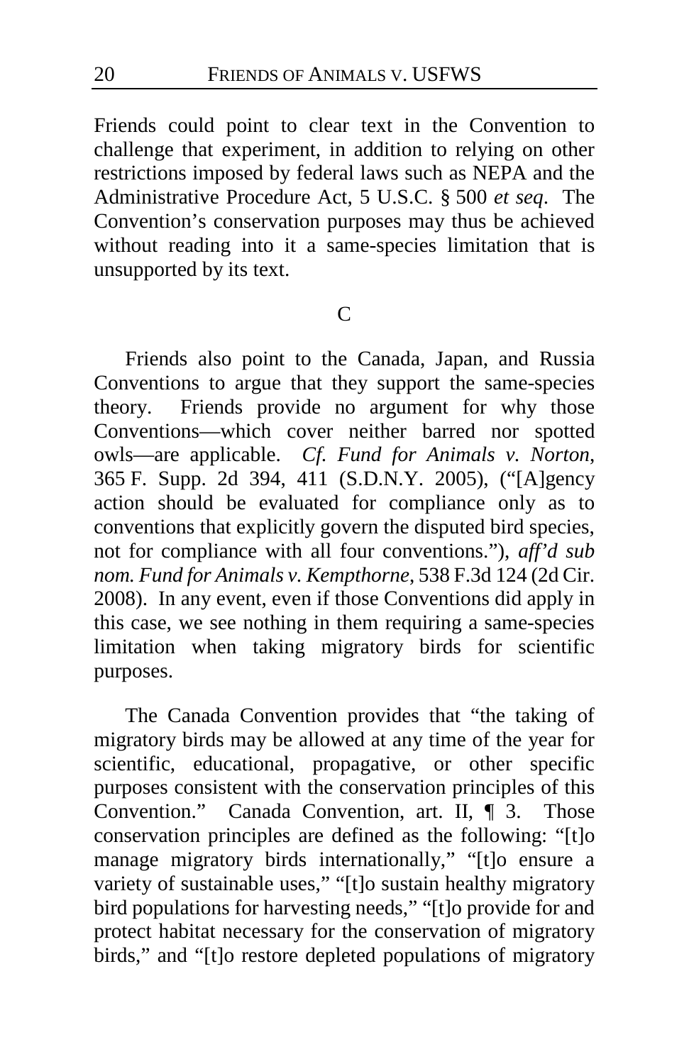Friends could point to clear text in the Convention to challenge that experiment, in addition to relying on other restrictions imposed by federal laws such as NEPA and the Administrative Procedure Act, 5 U.S.C. § 500 *et seq*. The Convention's conservation purposes may thus be achieved without reading into it a same-species limitation that is unsupported by its text.

### C

Friends also point to the Canada, Japan, and Russia Conventions to argue that they support the same-species theory. Friends provide no argument for why those Conventions—which cover neither barred nor spotted owls—are applicable. *Cf. Fund for Animals v. Norton*, 365 F. Supp. 2d 394, 411 (S.D.N.Y. 2005), ("[A]gency action should be evaluated for compliance only as to conventions that explicitly govern the disputed bird species, not for compliance with all four conventions."), *aff'd sub nom. Fund for Animals v. Kempthorne*, 538 F.3d 124 (2d Cir. 2008). In any event, even if those Conventions did apply in this case, we see nothing in them requiring a same-species limitation when taking migratory birds for scientific purposes.

The Canada Convention provides that "the taking of migratory birds may be allowed at any time of the year for scientific, educational, propagative, or other specific purposes consistent with the conservation principles of this Convention." Canada Convention, art. II, ¶ 3. Those conservation principles are defined as the following: "[t]o manage migratory birds internationally," "[t]o ensure a variety of sustainable uses," "[t]o sustain healthy migratory bird populations for harvesting needs," "[t]o provide for and protect habitat necessary for the conservation of migratory birds," and "[t]o restore depleted populations of migratory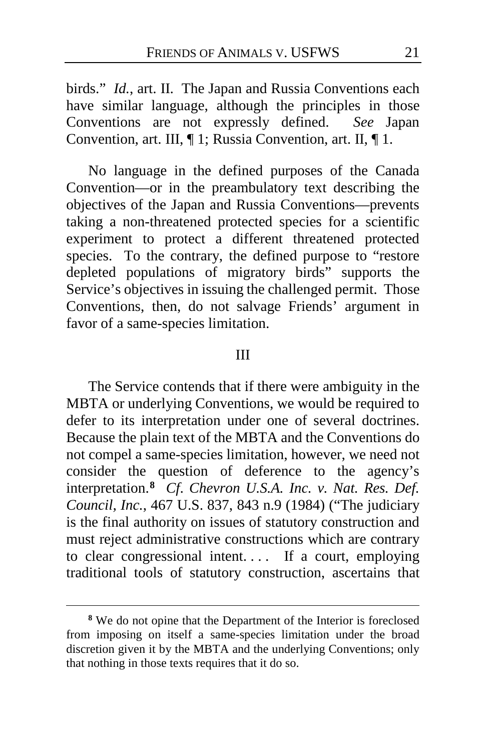birds." *Id.*, art. II. The Japan and Russia Conventions each have similar language, although the principles in those Conventions are not expressly defined. *See* Japan Convention, art. III, ¶ 1; Russia Convention, art. II, ¶ 1.

No language in the defined purposes of the Canada Convention—or in the preambulatory text describing the objectives of the Japan and Russia Conventions—prevents taking a non-threatened protected species for a scientific experiment to protect a different threatened protected species. To the contrary, the defined purpose to "restore depleted populations of migratory birds" supports the Service's objectives in issuing the challenged permit. Those Conventions, then, do not salvage Friends' argument in favor of a same-species limitation.

## III

The Service contends that if there were ambiguity in the MBTA or underlying Conventions, we would be required to defer to its interpretation under one of several doctrines. Because the plain text of the MBTA and the Conventions do not compel a same-species limitation, however, we need not consider the question of deference to the agency's interpretation.[8] *Cf. Chevron U.S.A. Inc. v. Nat. Res. Def. Council, Inc.*, 467 U.S. 837, 843 n.9 (1984) ("The judiciary is the final authority on issues of statutory construction and must reject administrative constructions which are contrary to clear congressional intent. . . . If a court, employing traditional tools of statutory construction, ascertains that

[8] We do not opine that the Department of the Interior is foreclosed from imposing on itself a same-species limitation under the broad discretion given it by the MBTA and the underlying Conventions; only that nothing in those texts requires that it do so.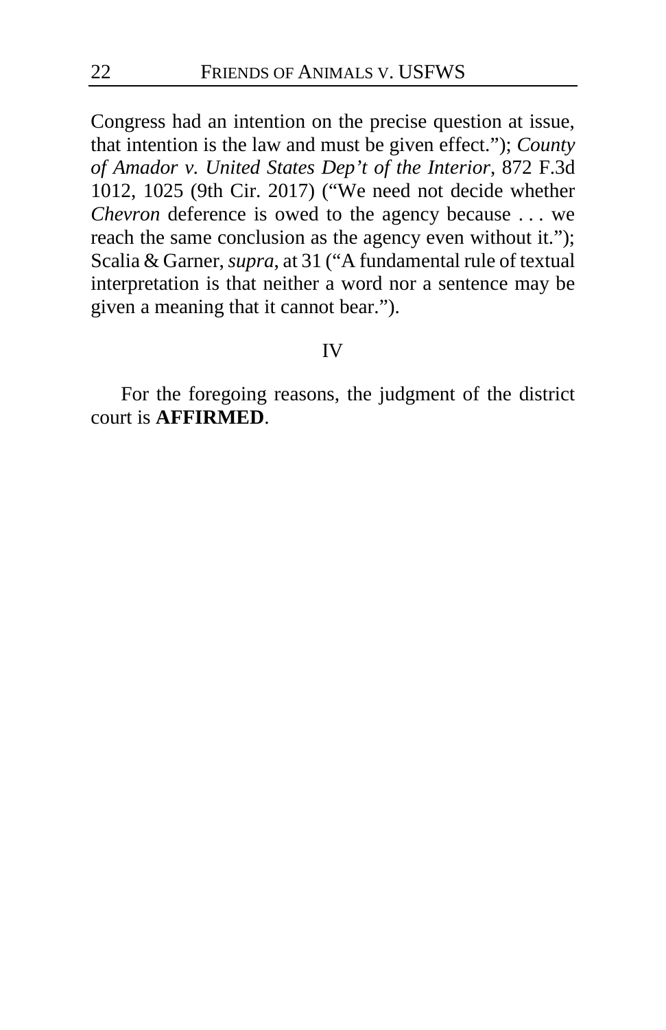Congress had an intention on the precise question at issue, that intention is the law and must be given effect."); *County of Amador v. United States Dep't of the Interior*, 872 F.3d 1012, 1025 (9th Cir. 2017) ("We need not decide whether *Chevron* deference is owed to the agency because . . . we reach the same conclusion as the agency even without it."); Scalia & Garner, *supra*, at 31 ("A fundamental rule of textual interpretation is that neither a word nor a sentence may be given a meaning that it cannot bear.").

## IV

For the foregoing reasons, the judgment of the district court is **AFFIRMED**.